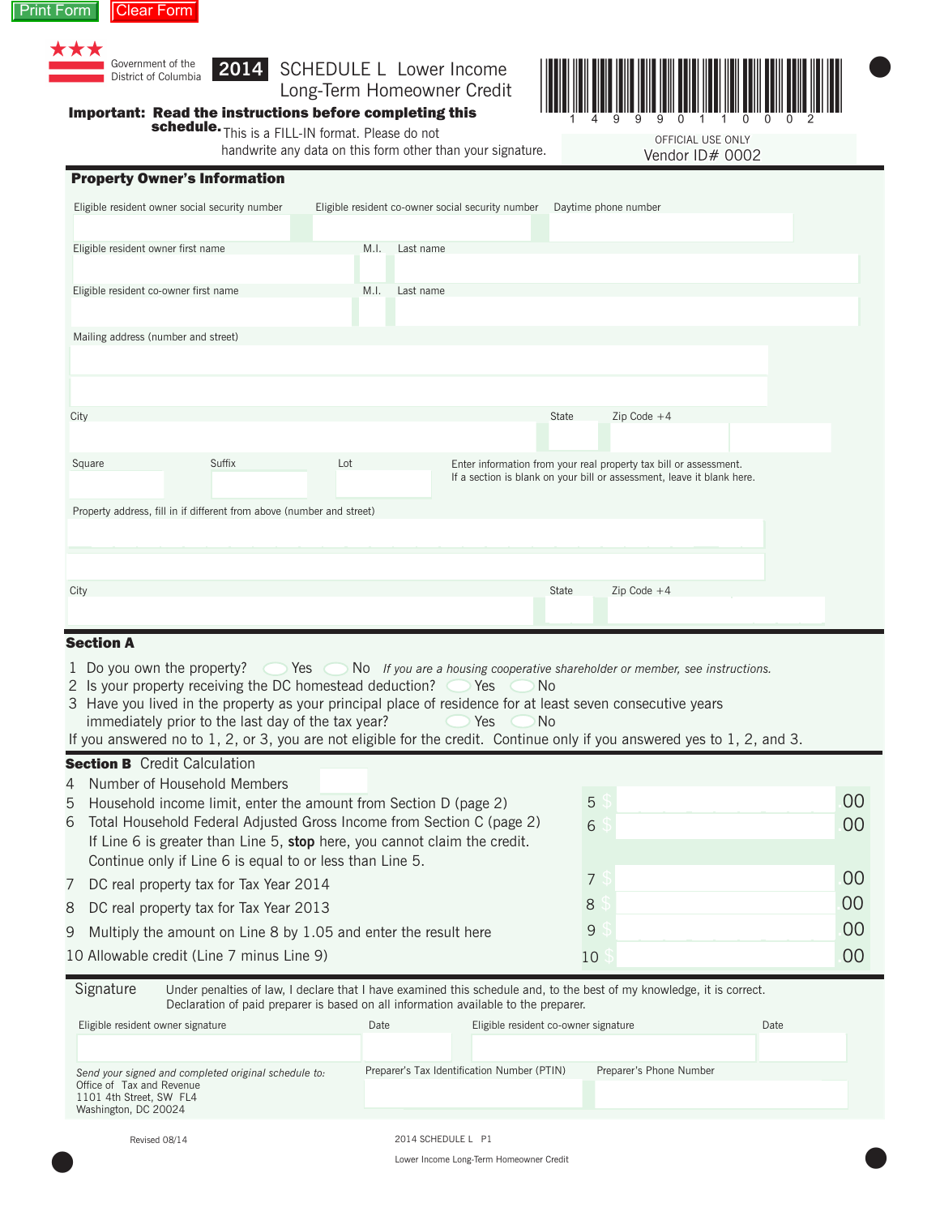Print Form Clear Form

Government of the District of Columbia

# 2014 SCHEDULE L Lower Income Long-Term Homeowner Credit

**Important: Read the instructions before completing this schedule.** This is a FILL-IN format. Please do not handwrite any data on this form other than your signature.

1 4 9 9 9 0 1 1 0 0 0 2

OFFICIAL USE ONLY
Vendor ID# 0002

## Property Owner's Information

Eligible resident owner social security number | Eligible resident co-owner social security number | Daytime phone number

Eligible resident owner first name | M.I. | Last name

Eligible resident co-owner first name | M.I. | Last name

Mailing address (number and street)

City | State | Zip Code +4

Square | Suffix | Lot

Enter information from your real property tax bill or assessment. If a section is blank on your bill or assessment, leave it blank here.

Property address, fill in if different from above (number and street)

City | State | Zip Code +4

## Section A

1 Do you own the property? ◯ Yes ◯ No *If you are a housing cooperative shareholder or member, see instructions.*

2 Is your property receiving the DC homestead deduction? ◯ Yes ◯ No

3 Have you lived in the property as your principal place of residence for at least seven consecutive years immediately prior to the last day of the tax year? ◯ Yes ◯ No

If you answered no to 1, 2, or 3, you are not eligible for the credit. Continue only if you answered yes to 1, 2, and 3.

## Section B Credit Calculation

4 Number of Household Members

5 Household income limit, enter the amount from Section D (page 2) — 5 $ .00

6 Total Household Federal Adjusted Gross Income from Section C (page 2) — 6 $ .00

If Line 6 is greater than Line 5, **stop** here, you cannot claim the credit. Continue only if Line 6 is equal to or less than Line 5.

7 DC real property tax for Tax Year 2014 — 7 $ .00

8 DC real property tax for Tax Year 2013 — 8 $ .00

9 Multiply the amount on Line 8 by 1.05 and enter the result here — 9 $ .00

10 Allowable credit (Line 7 minus Line 9) — 10 $ .00

## Signature

Under penalties of law, I declare that I have examined this schedule and, to the best of my knowledge, it is correct. Declaration of paid preparer is based on all information available to the preparer.

Eligible resident owner signature | Date | Eligible resident co-owner signature | Date

*Send your signed and completed original schedule to:*
Office of Tax and Revenue
1101 4th Street, SW FL4
Washington, DC 20024

Preparer's Tax Identification Number (PTIN) | Preparer's Phone Number

Revised 08/14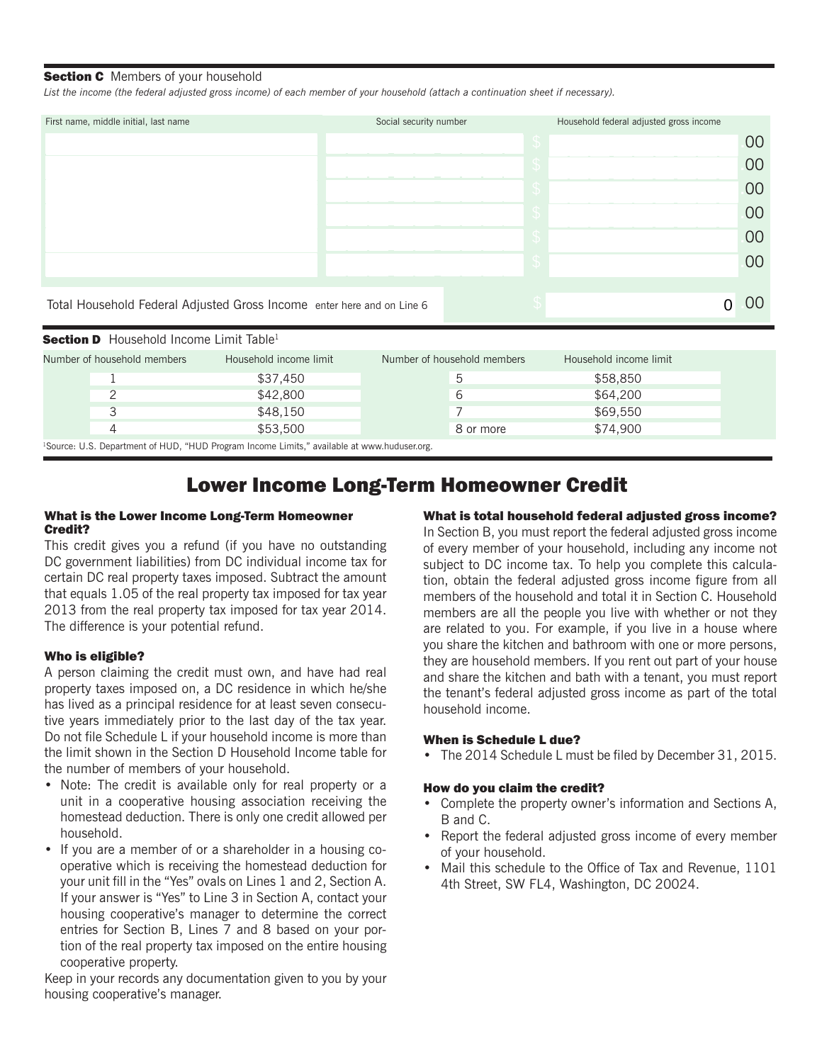**Section C** Members of your household

*List the income (the federal adjusted gross income) of each member of your household (attach a continuation sheet if necessary).*

| First name, middle initial, last name | Social security number | Household federal adjusted gross income |
|---|---|---|
| | | $ .00 |
| | | $ .00 |
| | | $ .00 |
| | | $ .00 |
| | | $ .00 |
| | | $ .00 |

Total Household Federal Adjusted Gross Income enter here and on Line 6 $ 0 .00

**Section D** Household Income Limit Table[1]

| Number of household members | Household income limit | Number of household members | Household income limit |
|---|---|---|---|
| 1 | $37,450 | 5 | $58,850 |
| 2 | $42,800 | 6 | $64,200 |
| 3 | $48,150 | 7 | $69,550 |
| 4 | $53,500 | 8 or more | $74,900 |

[1]Source: U.S. Department of HUD, "HUD Program Income Limits," available at www.huduser.org.

# Lower Income Long-Term Homeowner Credit

### What is the Lower Income Long-Term Homeowner Credit?

This credit gives you a refund (if you have no outstanding DC government liabilities) from DC individual income tax for certain DC real property taxes imposed. Subtract the amount that equals 1.05 of the real property tax imposed for tax year 2013 from the real property tax imposed for tax year 2014. The difference is your potential refund.

### Who is eligible?

A person claiming the credit must own, and have had real property taxes imposed on, a DC residence in which he/she has lived as a principal residence for at least seven consecutive years immediately prior to the last day of the tax year. Do not file Schedule L if your household income is more than the limit shown in the Section D Household Income table for the number of members of your household.

- Note: The credit is available only for real property or a unit in a cooperative housing association receiving the homestead deduction. There is only one credit allowed per household.
- If you are a member of or a shareholder in a housing cooperative which is receiving the homestead deduction for your unit fill in the "Yes" ovals on Lines 1 and 2, Section A. If your answer is "Yes" to Line 3 in Section A, contact your housing cooperative's manager to determine the correct entries for Section B, Lines 7 and 8 based on your portion of the real property tax imposed on the entire housing cooperative property.

Keep in your records any documentation given to you by your housing cooperative's manager.

### What is total household federal adjusted gross income?

In Section B, you must report the federal adjusted gross income of every member of your household, including any income not subject to DC income tax. To help you complete this calculation, obtain the federal adjusted gross income figure from all members of the household and total it in Section C. Household members are all the people you live with whether or not they are related to you. For example, if you live in a house where you share the kitchen and bathroom with one or more persons, they are household members. If you rent out part of your house and share the kitchen and bath with a tenant, you must report the tenant's federal adjusted gross income as part of the total household income.

### When is Schedule L due?

- The 2014 Schedule L must be filed by December 31, 2015.

### How do you claim the credit?

- Complete the property owner's information and Sections A, B and C.
- Report the federal adjusted gross income of every member of your household.
- Mail this schedule to the Office of Tax and Revenue, 1101 4th Street, SW FL4, Washington, DC 20024.